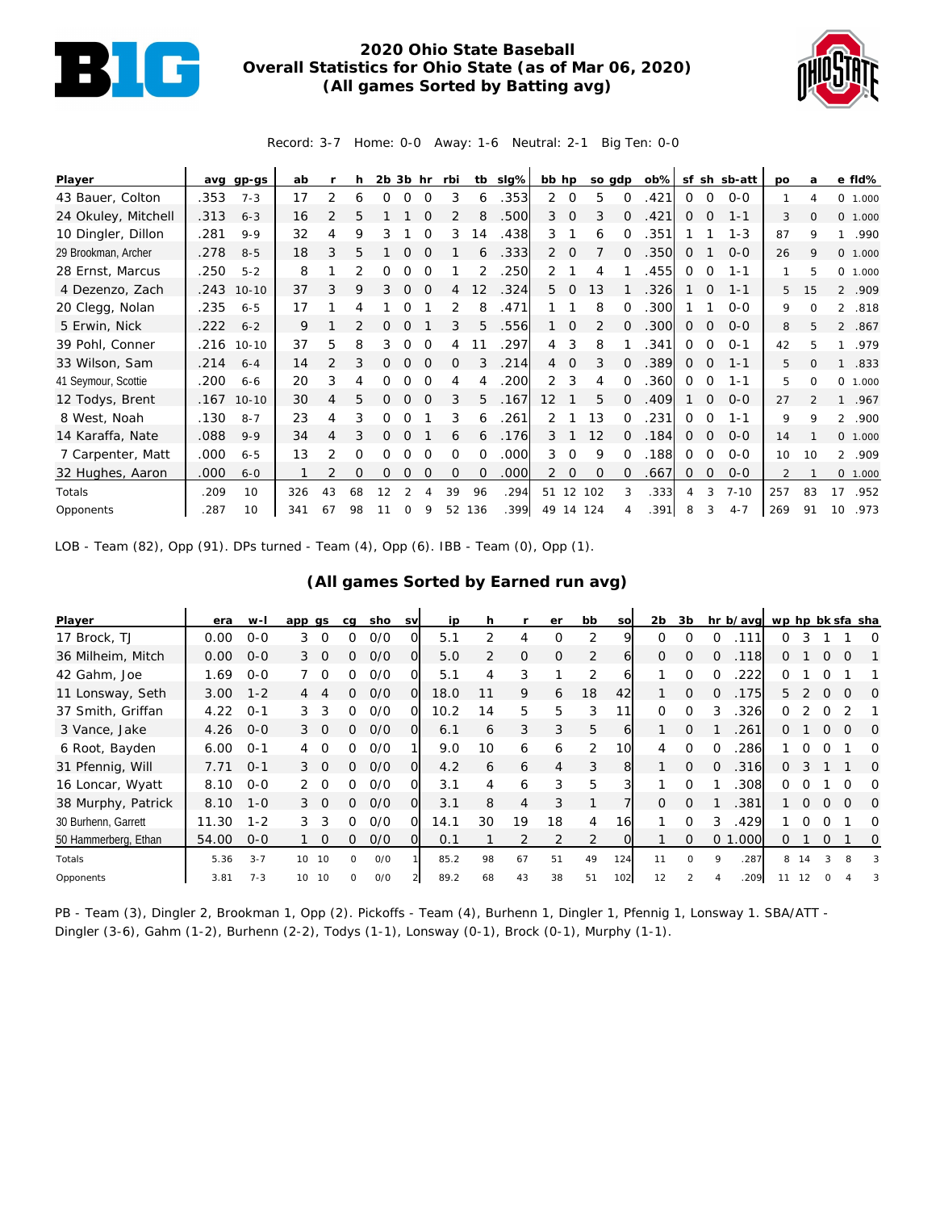# 2020 Ohio State Baseball
## Overall Statistics for Ohio State (as of Mar 06, 2020)
### (All games Sorted by Batting avg)

Record: 3-7 Home: 0-0 Away: 1-6 Neutral: 2-1 Big Ten: 0-0

| Player | avg | gp-gs | ab | r | h | 2b | 3b | hr | rbi | tb | slg% | bb | hp | so | gdp | ob% | sf | sh | sb-att | po | a | e | fld% |
|---|---|---|---|---|---|---|---|---|---|---|---|---|---|---|---|---|---|---|---|---|---|---|---|
| 43 Bauer, Colton | .353 | 7-3 | 17 | 2 | 6 | 0 | 0 | 0 | 3 | 6 | .353 | 2 | 0 | 5 | 0 | .421 | 0 | 0 | 0-0 | 1 | 4 | 0 | 1.000 |
| 24 Okuley, Mitchell | .313 | 6-3 | 16 | 2 | 5 | 1 | 1 | 0 | 2 | 8 | .500 | 3 | 0 | 3 | 0 | .421 | 0 | 0 | 1-1 | 3 | 0 | 0 | 1.000 |
| 10 Dingler, Dillon | .281 | 9-9 | 32 | 4 | 9 | 3 | 1 | 0 | 3 | 14 | .438 | 3 | 1 | 6 | 0 | .351 | 1 | 1 | 1-3 | 87 | 9 | 1 | .990 |
| 29 Brookman, Archer | .278 | 8-5 | 18 | 3 | 5 | 1 | 0 | 0 | 1 | 6 | .333 | 2 | 0 | 7 | 0 | .350 | 0 | 1 | 0-0 | 26 | 9 | 0 | 1.000 |
| 28 Ernst, Marcus | .250 | 5-2 | 8 | 1 | 2 | 0 | 0 | 0 | 1 | 2 | .250 | 2 | 1 | 4 | 1 | .455 | 0 | 0 | 1-1 | 1 | 5 | 0 | 1.000 |
| 4 Dezenzo, Zach | .243 | 10-10 | 37 | 3 | 9 | 3 | 0 | 0 | 4 | 12 | .324 | 5 | 0 | 13 | 1 | .326 | 1 | 0 | 1-1 | 5 | 15 | 2 | .909 |
| 20 Clegg, Nolan | .235 | 6-5 | 17 | 1 | 4 | 1 | 0 | 1 | 2 | 8 | .471 | 1 | 1 | 8 | 0 | .300 | 1 | 1 | 0-0 | 9 | 0 | 2 | .818 |
| 5 Erwin, Nick | .222 | 6-2 | 9 | 1 | 2 | 0 | 0 | 1 | 3 | 5 | .556 | 1 | 0 | 2 | 0 | .300 | 0 | 0 | 0-0 | 8 | 5 | 2 | .867 |
| 39 Pohl, Conner | .216 | 10-10 | 37 | 5 | 8 | 3 | 0 | 0 | 4 | 11 | .297 | 4 | 3 | 8 | 1 | .341 | 0 | 0 | 0-1 | 42 | 5 | 1 | .979 |
| 33 Wilson, Sam | .214 | 6-4 | 14 | 2 | 3 | 0 | 0 | 0 | 0 | 3 | .214 | 4 | 0 | 3 | 0 | .389 | 0 | 0 | 1-1 | 5 | 0 | 1 | .833 |
| 41 Seymour, Scottie | .200 | 6-6 | 20 | 3 | 4 | 0 | 0 | 0 | 4 | 4 | .200 | 2 | 3 | 4 | 0 | .360 | 0 | 0 | 1-1 | 5 | 0 | 0 | 1.000 |
| 12 Todys, Brent | .167 | 10-10 | 30 | 4 | 5 | 0 | 0 | 0 | 3 | 5 | .167 | 12 | 1 | 5 | 0 | .409 | 1 | 0 | 0-0 | 27 | 2 | 1 | .967 |
| 8 West, Noah | .130 | 8-7 | 23 | 4 | 3 | 0 | 0 | 1 | 3 | 6 | .261 | 2 | 1 | 13 | 0 | .231 | 0 | 0 | 1-1 | 9 | 9 | 2 | .900 |
| 14 Karaffa, Nate | .088 | 9-9 | 34 | 4 | 3 | 0 | 0 | 1 | 6 | 6 | .176 | 3 | 1 | 12 | 0 | .184 | 0 | 0 | 0-0 | 14 | 1 | 0 | 1.000 |
| 7 Carpenter, Matt | .000 | 6-5 | 13 | 2 | 0 | 0 | 0 | 0 | 0 | 0 | .000 | 3 | 0 | 9 | 0 | .188 | 0 | 0 | 0-0 | 10 | 10 | 2 | .909 |
| 32 Hughes, Aaron | .000 | 6-0 | 1 | 2 | 0 | 0 | 0 | 0 | 0 | 0 | .000 | 2 | 0 | 0 | 0 | .667 | 0 | 0 | 0-0 | 2 | 1 | 0 | 1.000 |
| Totals | .209 | 10 | 326 | 43 | 68 | 12 | 2 | 4 | 39 | 96 | .294 | 51 | 12 | 102 | 3 | .333 | 4 | 3 | 7-10 | 257 | 83 | 17 | .952 |
| Opponents | .287 | 10 | 341 | 67 | 98 | 11 | 0 | 9 | 52 | 136 | .399 | 49 | 14 | 124 | 4 | .391 | 8 | 3 | 4-7 | 269 | 91 | 10 | .973 |

LOB - Team (82), Opp (91). DPs turned - Team (4), Opp (6). IBB - Team (0), Opp (1).

### (All games Sorted by Earned run avg)

| Player | era | w-l | app | gs | cg | sho | sv | ip | h | r | er | bb | so | 2b | 3b | hr | b/avg | wp | hp | bk | sfa | sha |
|---|---|---|---|---|---|---|---|---|---|---|---|---|---|---|---|---|---|---|---|---|---|---|
| 17 Brock, TJ | 0.00 | 0-0 | 3 | 0 | 0 | 0/0 | 0 | 5.1 | 2 | 4 | 0 | 2 | 9 | 0 | 0 | 0 | .111 | 0 | 3 | 1 | 1 | 0 |
| 36 Milheim, Mitch | 0.00 | 0-0 | 3 | 0 | 0 | 0/0 | 0 | 5.0 | 2 | 0 | 0 | 2 | 6 | 0 | 0 | 0 | .118 | 0 | 1 | 0 | 0 | 1 |
| 42 Gahm, Joe | 1.69 | 0-0 | 7 | 0 | 0 | 0/0 | 0 | 5.1 | 4 | 3 | 1 | 2 | 6 | 1 | 0 | 0 | .222 | 0 | 1 | 0 | 1 | 1 |
| 11 Lonsway, Seth | 3.00 | 1-2 | 4 | 4 | 0 | 0/0 | 0 | 18.0 | 11 | 9 | 6 | 18 | 42 | 1 | 0 | 0 | .175 | 5 | 2 | 0 | 0 | 0 |
| 37 Smith, Griffan | 4.22 | 0-1 | 3 | 3 | 0 | 0/0 | 0 | 10.2 | 14 | 5 | 5 | 3 | 11 | 0 | 0 | 3 | .326 | 0 | 2 | 0 | 2 | 1 |
| 3 Vance, Jake | 4.26 | 0-0 | 3 | 0 | 0 | 0/0 | 0 | 6.1 | 6 | 3 | 3 | 5 | 6 | 1 | 0 | 1 | .261 | 0 | 1 | 0 | 0 | 0 |
| 6 Root, Bayden | 6.00 | 0-1 | 4 | 0 | 0 | 0/0 | 1 | 9.0 | 10 | 6 | 6 | 2 | 10 | 4 | 0 | 0 | .286 | 1 | 0 | 0 | 1 | 0 |
| 31 Pfennig, Will | 7.71 | 0-1 | 3 | 0 | 0 | 0/0 | 0 | 4.2 | 6 | 6 | 4 | 3 | 8 | 1 | 0 | 0 | .316 | 0 | 3 | 1 | 1 | 0 |
| 16 Loncar, Wyatt | 8.10 | 0-0 | 2 | 0 | 0 | 0/0 | 0 | 3.1 | 4 | 6 | 3 | 5 | 3 | 1 | 0 | 1 | .308 | 0 | 0 | 1 | 0 | 0 |
| 38 Murphy, Patrick | 8.10 | 1-0 | 3 | 0 | 0 | 0/0 | 0 | 3.1 | 8 | 4 | 3 | 1 | 7 | 0 | 0 | 1 | .381 | 1 | 0 | 0 | 0 | 0 |
| 30 Burhenn, Garrett | 11.30 | 1-2 | 3 | 3 | 0 | 0/0 | 0 | 14.1 | 30 | 19 | 18 | 4 | 16 | 1 | 0 | 3 | .429 | 1 | 0 | 0 | 1 | 0 |
| 50 Hammerberg, Ethan | 54.00 | 0-0 | 1 | 0 | 0 | 0/0 | 0 | 0.1 | 1 | 2 | 2 | 2 | 0 | 1 | 0 | 0 | 1.000 | 0 | 1 | 0 | 1 | 0 |
| Totals | 5.36 | 3-7 | 10 | 10 | 0 | 0/0 | 1 | 85.2 | 98 | 67 | 51 | 49 | 124 | 11 | 0 | 9 | .287 | 8 | 14 | 3 | 8 | 3 |
| Opponents | 3.81 | 7-3 | 10 | 10 | 0 | 0/0 | 2 | 89.2 | 68 | 43 | 38 | 51 | 102 | 12 | 2 | 4 | .209 | 11 | 12 | 0 | 4 | 3 |

PB - Team (3), Dingler 2, Brookman 1, Opp (2). Pickoffs - Team (4), Burhenn 1, Dingler 1, Pfennig 1, Lonsway 1. SBA/ATT - Dingler (3-6), Gahm (1-2), Burhenn (2-2), Todys (1-1), Lonsway (0-1), Brock (0-1), Murphy (1-1).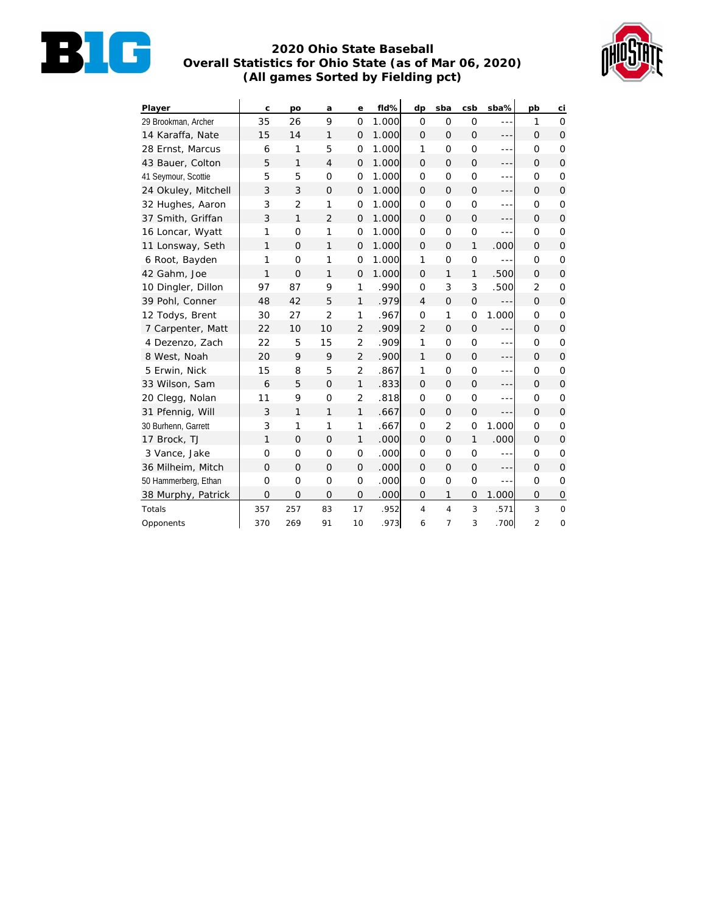**2020 Ohio State Baseball**
**Overall Statistics for Ohio State (as of Mar 06, 2020)**
**(All games Sorted by Fielding pct)**

| Player | c | po | a | e | fld% | dp | sba | csb | sba% | pb | ci |
|---|---|---|---|---|---|---|---|---|---|---|---|
| 29 Brookman, Archer | 35 | 26 | 9 | 0 | 1.000 | 0 | 0 | 0 | --- | 1 | 0 |
| 14 Karaffa, Nate | 15 | 14 | 1 | 0 | 1.000 | 0 | 0 | 0 | --- | 0 | 0 |
| 28 Ernst, Marcus | 6 | 1 | 5 | 0 | 1.000 | 1 | 0 | 0 | --- | 0 | 0 |
| 43 Bauer, Colton | 5 | 1 | 4 | 0 | 1.000 | 0 | 0 | 0 | --- | 0 | 0 |
| 41 Seymour, Scottie | 5 | 5 | 0 | 0 | 1.000 | 0 | 0 | 0 | --- | 0 | 0 |
| 24 Okuley, Mitchell | 3 | 3 | 0 | 0 | 1.000 | 0 | 0 | 0 | --- | 0 | 0 |
| 32 Hughes, Aaron | 3 | 2 | 1 | 0 | 1.000 | 0 | 0 | 0 | --- | 0 | 0 |
| 37 Smith, Griffan | 3 | 1 | 2 | 0 | 1.000 | 0 | 0 | 0 | --- | 0 | 0 |
| 16 Loncar, Wyatt | 1 | 0 | 1 | 0 | 1.000 | 0 | 0 | 0 | --- | 0 | 0 |
| 11 Lonsway, Seth | 1 | 0 | 1 | 0 | 1.000 | 0 | 0 | 1 | .000 | 0 | 0 |
| 6 Root, Bayden | 1 | 0 | 1 | 0 | 1.000 | 1 | 0 | 0 | --- | 0 | 0 |
| 42 Gahm, Joe | 1 | 0 | 1 | 0 | 1.000 | 0 | 1 | 1 | .500 | 0 | 0 |
| 10 Dingler, Dillon | 97 | 87 | 9 | 1 | .990 | 0 | 3 | 3 | .500 | 2 | 0 |
| 39 Pohl, Conner | 48 | 42 | 5 | 1 | .979 | 4 | 0 | 0 | --- | 0 | 0 |
| 12 Todys, Brent | 30 | 27 | 2 | 1 | .967 | 0 | 1 | 0 | 1.000 | 0 | 0 |
| 7 Carpenter, Matt | 22 | 10 | 10 | 2 | .909 | 2 | 0 | 0 | --- | 0 | 0 |
| 4 Dezenzo, Zach | 22 | 5 | 15 | 2 | .909 | 1 | 0 | 0 | --- | 0 | 0 |
| 8 West, Noah | 20 | 9 | 9 | 2 | .900 | 1 | 0 | 0 | --- | 0 | 0 |
| 5 Erwin, Nick | 15 | 8 | 5 | 2 | .867 | 1 | 0 | 0 | --- | 0 | 0 |
| 33 Wilson, Sam | 6 | 5 | 0 | 1 | .833 | 0 | 0 | 0 | --- | 0 | 0 |
| 20 Clegg, Nolan | 11 | 9 | 0 | 2 | .818 | 0 | 0 | 0 | --- | 0 | 0 |
| 31 Pfennig, Will | 3 | 1 | 1 | 1 | .667 | 0 | 0 | 0 | --- | 0 | 0 |
| 30 Burhenn, Garrett | 3 | 1 | 1 | 1 | .667 | 0 | 2 | 0 | 1.000 | 0 | 0 |
| 17 Brock, TJ | 1 | 0 | 0 | 1 | .000 | 0 | 0 | 1 | .000 | 0 | 0 |
| 3 Vance, Jake | 0 | 0 | 0 | 0 | .000 | 0 | 0 | 0 | --- | 0 | 0 |
| 36 Milheim, Mitch | 0 | 0 | 0 | 0 | .000 | 0 | 0 | 0 | --- | 0 | 0 |
| 50 Hammerberg, Ethan | 0 | 0 | 0 | 0 | .000 | 0 | 0 | 0 | --- | 0 | 0 |
| 38 Murphy, Patrick | 0 | 0 | 0 | 0 | .000 | 0 | 1 | 0 | 1.000 | 0 | 0 |
| Totals | 357 | 257 | 83 | 17 | .952 | 4 | 4 | 3 | .571 | 3 | 0 |
| Opponents | 370 | 269 | 91 | 10 | .973 | 6 | 7 | 3 | .700 | 2 | 0 |